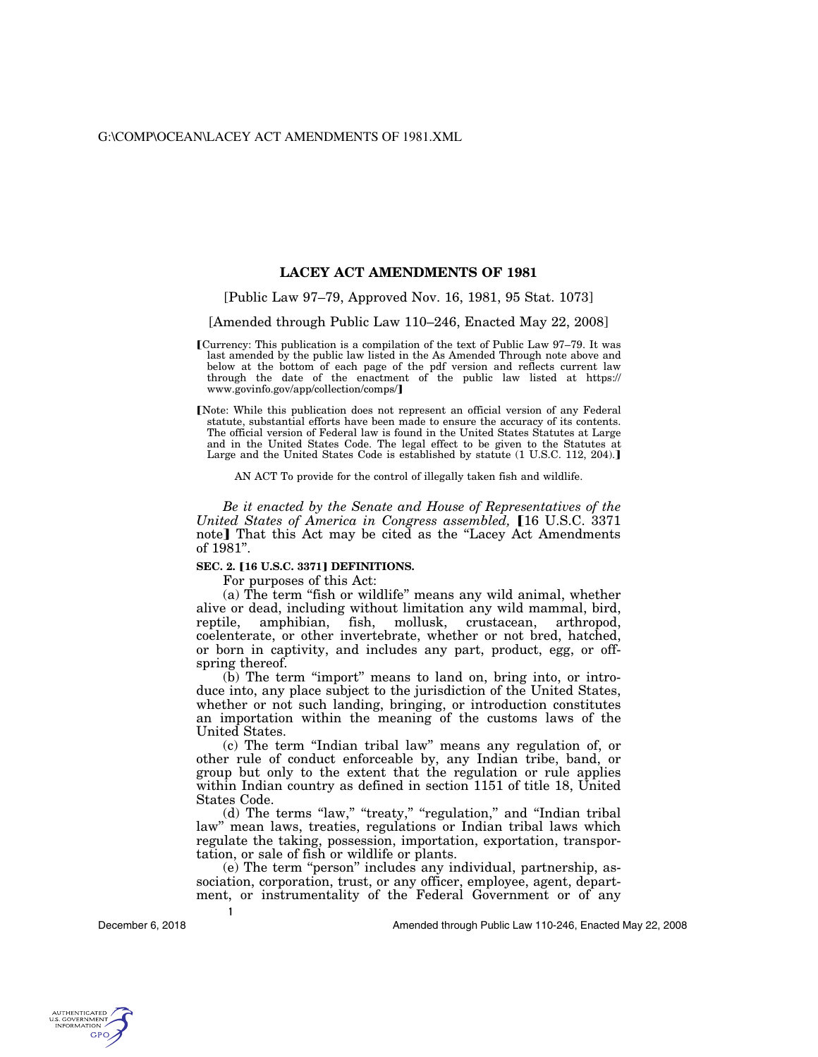# LACEY ACT AMENDMENTS OF 1981

[Public Law 97–79, Approved Nov. 16, 1981, 95 Stat. 1073]

[Amended through Public Law 110–246, Enacted May 22, 2008]

【Currency: This publication is a compilation of the text of Public Law 97–79. It was last amended by the public law listed in the As Amended Through note above and below at the bottom of each page of the pdf version and reflects current law through the date of the enactment of the public law listed at https://www.govinfo.gov/app/collection/comps/】

【Note: While this publication does not represent an official version of any Federal statute, substantial efforts have been made to ensure the accuracy of its contents. The official version of Federal law is found in the United States Statutes at Large and in the United States Code. The legal effect to be given to the Statutes at Large and the United States Code is established by statute (1 U.S.C. 112, 204).】

AN ACT To provide for the control of illegally taken fish and wildlife.

*Be it enacted by the Senate and House of Representatives of the United States of America in Congress assembled,* 【16 U.S.C. 3371 note】 That this Act may be cited as the "Lacey Act Amendments of 1981".

**SEC. 2. 【16 U.S.C. 3371】 DEFINITIONS.**

For purposes of this Act:

(a) The term "fish or wildlife" means any wild animal, whether alive or dead, including without limitation any wild mammal, bird, reptile, amphibian, fish, mollusk, crustacean, arthropod, coelenterate, or other invertebrate, whether or not bred, hatched, or born in captivity, and includes any part, product, egg, or offspring thereof.

(b) The term "import" means to land on, bring into, or introduce into, any place subject to the jurisdiction of the United States, whether or not such landing, bringing, or introduction constitutes an importation within the meaning of the customs laws of the United States.

(c) The term "Indian tribal law" means any regulation of, or other rule of conduct enforceable by, any Indian tribe, band, or group but only to the extent that the regulation or rule applies within Indian country as defined in section 1151 of title 18, United States Code.

(d) The terms "law," "treaty," "regulation," and "Indian tribal law" mean laws, treaties, regulations or Indian tribal laws which regulate the taking, possession, importation, exportation, transportation, or sale of fish or wildlife or plants.

(e) The term "person" includes any individual, partnership, association, corporation, trust, or any officer, employee, agent, department, or instrumentality of the Federal Government or of any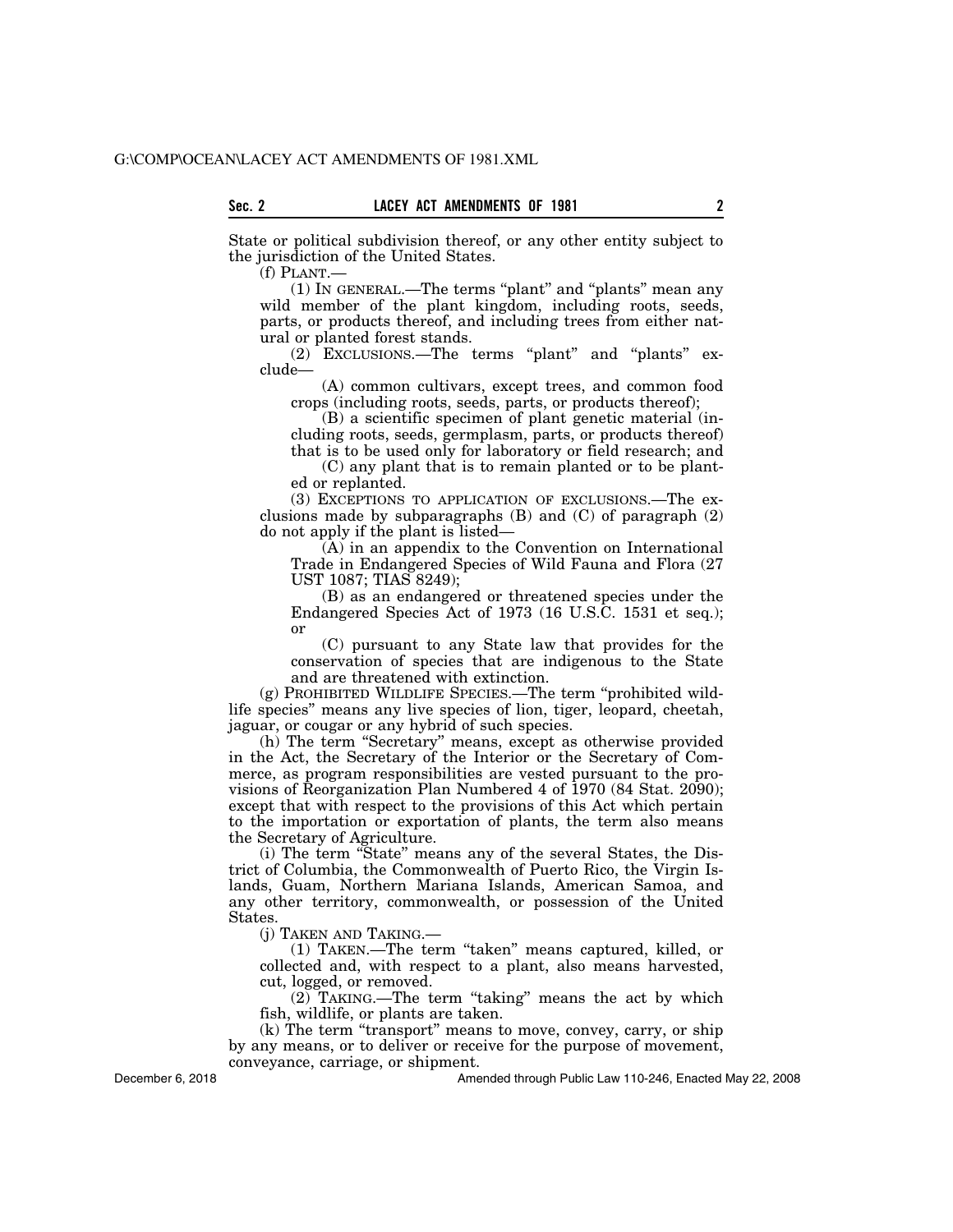State or political subdivision thereof, or any other entity subject to the jurisdiction of the United States.

(f) PLANT.—

(1) IN GENERAL.—The terms "plant" and "plants" mean any wild member of the plant kingdom, including roots, seeds, parts, or products thereof, and including trees from either natural or planted forest stands.

(2) EXCLUSIONS.—The terms "plant" and "plants" exclude—

(A) common cultivars, except trees, and common food crops (including roots, seeds, parts, or products thereof);

(B) a scientific specimen of plant genetic material (including roots, seeds, germplasm, parts, or products thereof) that is to be used only for laboratory or field research; and

(C) any plant that is to remain planted or to be planted or replanted.

(3) EXCEPTIONS TO APPLICATION OF EXCLUSIONS.—The exclusions made by subparagraphs (B) and (C) of paragraph (2) do not apply if the plant is listed—

(A) in an appendix to the Convention on International Trade in Endangered Species of Wild Fauna and Flora (27 UST 1087; TIAS 8249);

(B) as an endangered or threatened species under the Endangered Species Act of 1973 (16 U.S.C. 1531 et seq.); or

(C) pursuant to any State law that provides for the conservation of species that are indigenous to the State and are threatened with extinction.

(g) PROHIBITED WILDLIFE SPECIES.—The term "prohibited wildlife species" means any live species of lion, tiger, leopard, cheetah, jaguar, or cougar or any hybrid of such species.

(h) The term "Secretary" means, except as otherwise provided in the Act, the Secretary of the Interior or the Secretary of Commerce, as program responsibilities are vested pursuant to the provisions of Reorganization Plan Numbered 4 of 1970 (84 Stat. 2090); except that with respect to the provisions of this Act which pertain to the importation or exportation of plants, the term also means the Secretary of Agriculture.

(i) The term "State" means any of the several States, the District of Columbia, the Commonwealth of Puerto Rico, the Virgin Islands, Guam, Northern Mariana Islands, American Samoa, and any other territory, commonwealth, or possession of the United States.

(j) TAKEN AND TAKING.—

(1) TAKEN.—The term "taken" means captured, killed, or collected and, with respect to a plant, also means harvested, cut, logged, or removed.

(2) TAKING.—The term "taking" means the act by which fish, wildlife, or plants are taken.

(k) The term "transport" means to move, convey, carry, or ship by any means, or to deliver or receive for the purpose of movement, conveyance, carriage, or shipment.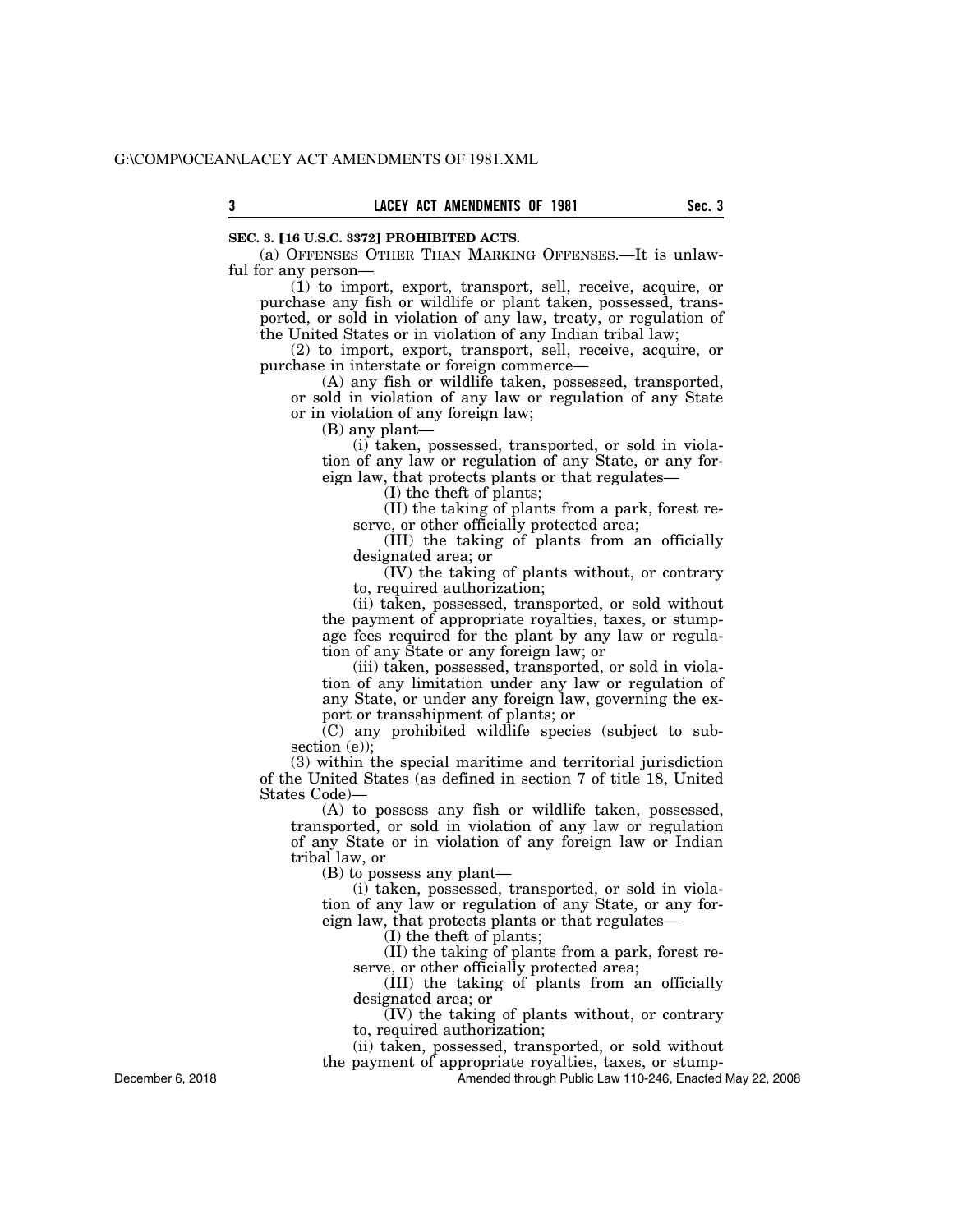**SEC. 3. [16 U.S.C. 3372] PROHIBITED ACTS.**

(a) OFFENSES OTHER THAN MARKING OFFENSES.—It is unlawful for any person—

(1) to import, export, transport, sell, receive, acquire, or purchase any fish or wildlife or plant taken, possessed, transported, or sold in violation of any law, treaty, or regulation of the United States or in violation of any Indian tribal law;

(2) to import, export, transport, sell, receive, acquire, or purchase in interstate or foreign commerce—

(A) any fish or wildlife taken, possessed, transported, or sold in violation of any law or regulation of any State or in violation of any foreign law;

(B) any plant—

(i) taken, possessed, transported, or sold in violation of any law or regulation of any State, or any foreign law, that protects plants or that regulates—

(I) the theft of plants;

(II) the taking of plants from a park, forest reserve, or other officially protected area;

(III) the taking of plants from an officially designated area; or

(IV) the taking of plants without, or contrary to, required authorization;

(ii) taken, possessed, transported, or sold without the payment of appropriate royalties, taxes, or stumpage fees required for the plant by any law or regulation of any State or any foreign law; or

(iii) taken, possessed, transported, or sold in violation of any limitation under any law or regulation of any State, or under any foreign law, governing the export or transshipment of plants; or

(C) any prohibited wildlife species (subject to subsection (e));

(3) within the special maritime and territorial jurisdiction of the United States (as defined in section 7 of title 18, United States Code)—

(A) to possess any fish or wildlife taken, possessed, transported, or sold in violation of any law or regulation of any State or in violation of any foreign law or Indian tribal law, or

(B) to possess any plant—

(i) taken, possessed, transported, or sold in violation of any law or regulation of any State, or any foreign law, that protects plants or that regulates—

(I) the theft of plants;

(II) the taking of plants from a park, forest reserve, or other officially protected area;

(III) the taking of plants from an officially designated area; or

(IV) the taking of plants without, or contrary to, required authorization;

(ii) taken, possessed, transported, or sold without the payment of appropriate royalties, taxes, or stump-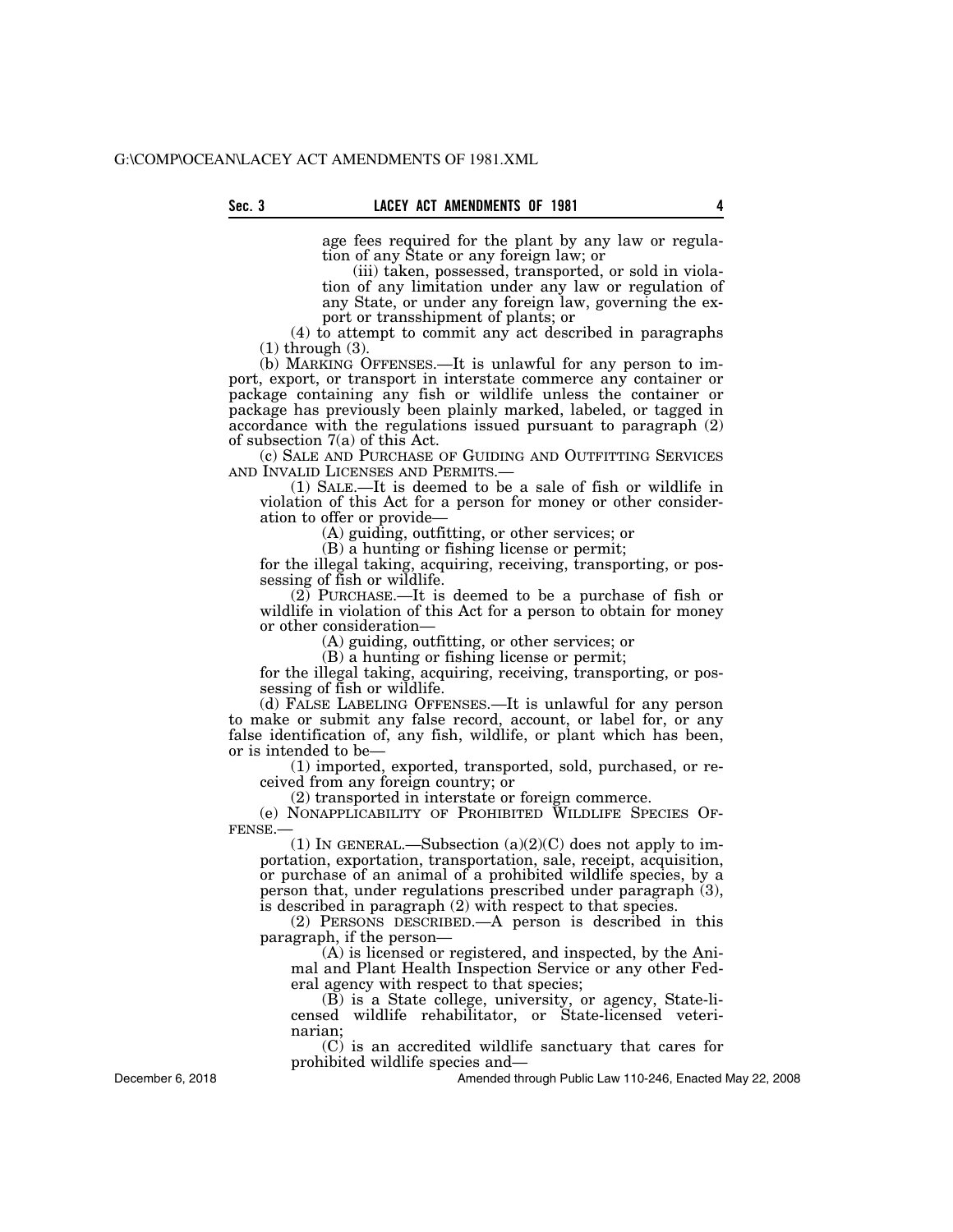age fees required for the plant by any law or regulation of any State or any foreign law; or

(iii) taken, possessed, transported, or sold in violation of any limitation under any law or regulation of any State, or under any foreign law, governing the export or transshipment of plants; or

(4) to attempt to commit any act described in paragraphs (1) through (3).

(b) MARKING OFFENSES.—It is unlawful for any person to import, export, or transport in interstate commerce any container or package containing any fish or wildlife unless the container or package has previously been plainly marked, labeled, or tagged in accordance with the regulations issued pursuant to paragraph (2) of subsection 7(a) of this Act.

(c) SALE AND PURCHASE OF GUIDING AND OUTFITTING SERVICES AND INVALID LICENSES AND PERMITS.—

(1) SALE.—It is deemed to be a sale of fish or wildlife in violation of this Act for a person for money or other consideration to offer or provide—

(A) guiding, outfitting, or other services; or

(B) a hunting or fishing license or permit;

for the illegal taking, acquiring, receiving, transporting, or possessing of fish or wildlife.

(2) PURCHASE.—It is deemed to be a purchase of fish or wildlife in violation of this Act for a person to obtain for money or other consideration—

(A) guiding, outfitting, or other services; or

(B) a hunting or fishing license or permit;

for the illegal taking, acquiring, receiving, transporting, or possessing of fish or wildlife.

(d) FALSE LABELING OFFENSES.—It is unlawful for any person to make or submit any false record, account, or label for, or any false identification of, any fish, wildlife, or plant which has been, or is intended to be—

(1) imported, exported, transported, sold, purchased, or received from any foreign country; or

(2) transported in interstate or foreign commerce.

(e) NONAPPLICABILITY OF PROHIBITED WILDLIFE SPECIES OFFENSE.—

(1) IN GENERAL.—Subsection (a)(2)(C) does not apply to importation, exportation, transportation, sale, receipt, acquisition, or purchase of an animal of a prohibited wildlife species, by a person that, under regulations prescribed under paragraph (3), is described in paragraph (2) with respect to that species.

(2) PERSONS DESCRIBED.—A person is described in this paragraph, if the person—

(A) is licensed or registered, and inspected, by the Animal and Plant Health Inspection Service or any other Federal agency with respect to that species;

(B) is a State college, university, or agency, State-licensed wildlife rehabilitator, or State-licensed veterinarian;

(C) is an accredited wildlife sanctuary that cares for prohibited wildlife species and—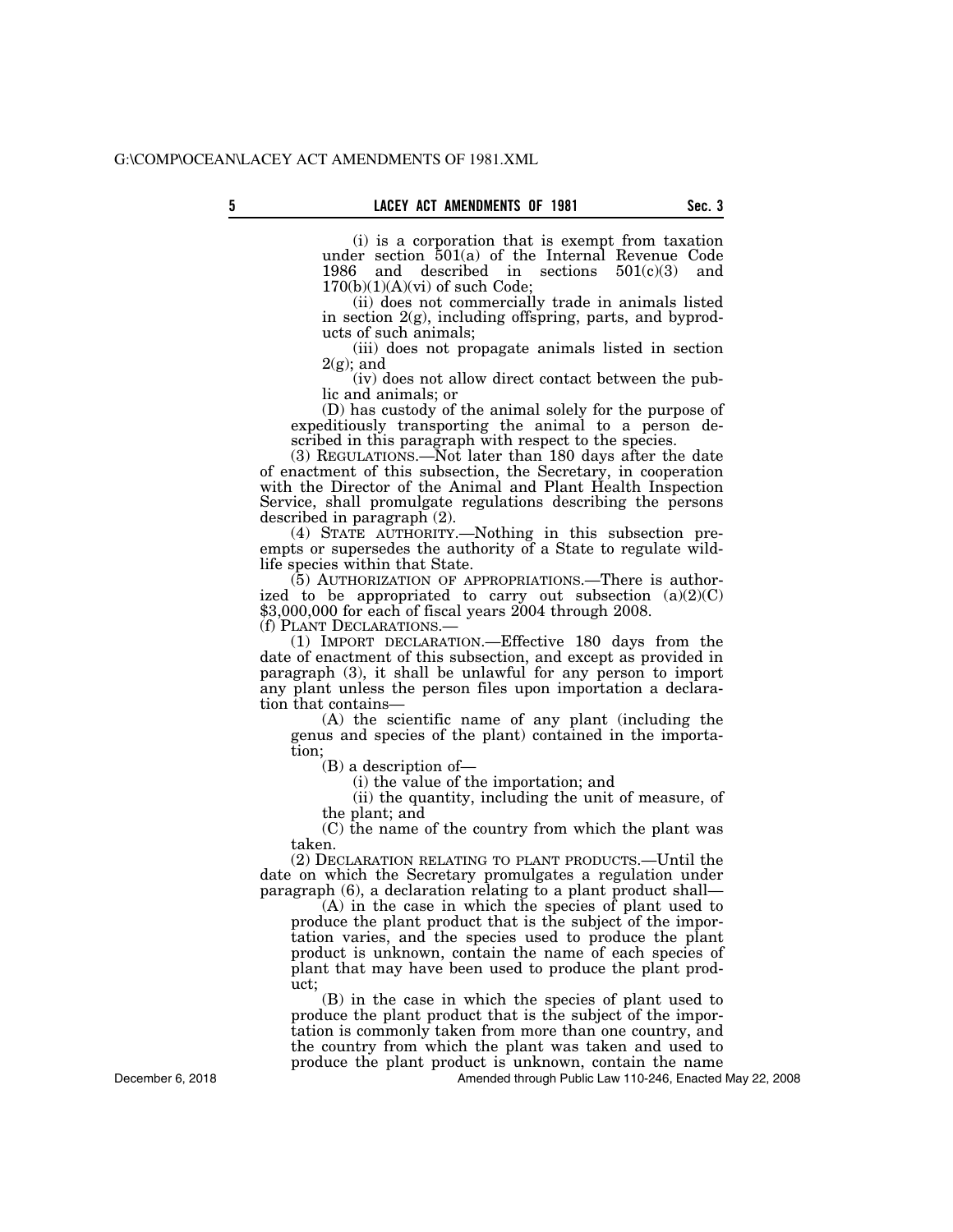(i) is a corporation that is exempt from taxation under section 501(a) of the Internal Revenue Code 1986 and described in sections 501(c)(3) and 170(b)(1)(A)(vi) of such Code;

(ii) does not commercially trade in animals listed in section 2(g), including offspring, parts, and byproducts of such animals;

(iii) does not propagate animals listed in section 2(g); and

(iv) does not allow direct contact between the public and animals; or

(D) has custody of the animal solely for the purpose of expeditiously transporting the animal to a person described in this paragraph with respect to the species.

(3) REGULATIONS.—Not later than 180 days after the date of enactment of this subsection, the Secretary, in cooperation with the Director of the Animal and Plant Health Inspection Service, shall promulgate regulations describing the persons described in paragraph (2).

(4) STATE AUTHORITY.—Nothing in this subsection preempts or supersedes the authority of a State to regulate wildlife species within that State.

(5) AUTHORIZATION OF APPROPRIATIONS.—There is authorized to be appropriated to carry out subsection (a)(2)(C) $3,000,000 for each of fiscal years 2004 through 2008.

(f) PLANT DECLARATIONS.—

(1) IMPORT DECLARATION.—Effective 180 days from the date of enactment of this subsection, and except as provided in paragraph (3), it shall be unlawful for any person to import any plant unless the person files upon importation a declaration that contains—

(A) the scientific name of any plant (including the genus and species of the plant) contained in the importation;

(B) a description of—

(i) the value of the importation; and

(ii) the quantity, including the unit of measure, of the plant; and

(C) the name of the country from which the plant was taken.

(2) DECLARATION RELATING TO PLANT PRODUCTS.—Until the date on which the Secretary promulgates a regulation under paragraph (6), a declaration relating to a plant product shall—

(A) in the case in which the species of plant used to produce the plant product that is the subject of the importation varies, and the species used to produce the plant product is unknown, contain the name of each species of plant that may have been used to produce the plant product;

(B) in the case in which the species of plant used to produce the plant product that is the subject of the importation is commonly taken from more than one country, and the country from which the plant was taken and used to produce the plant product is unknown, contain the name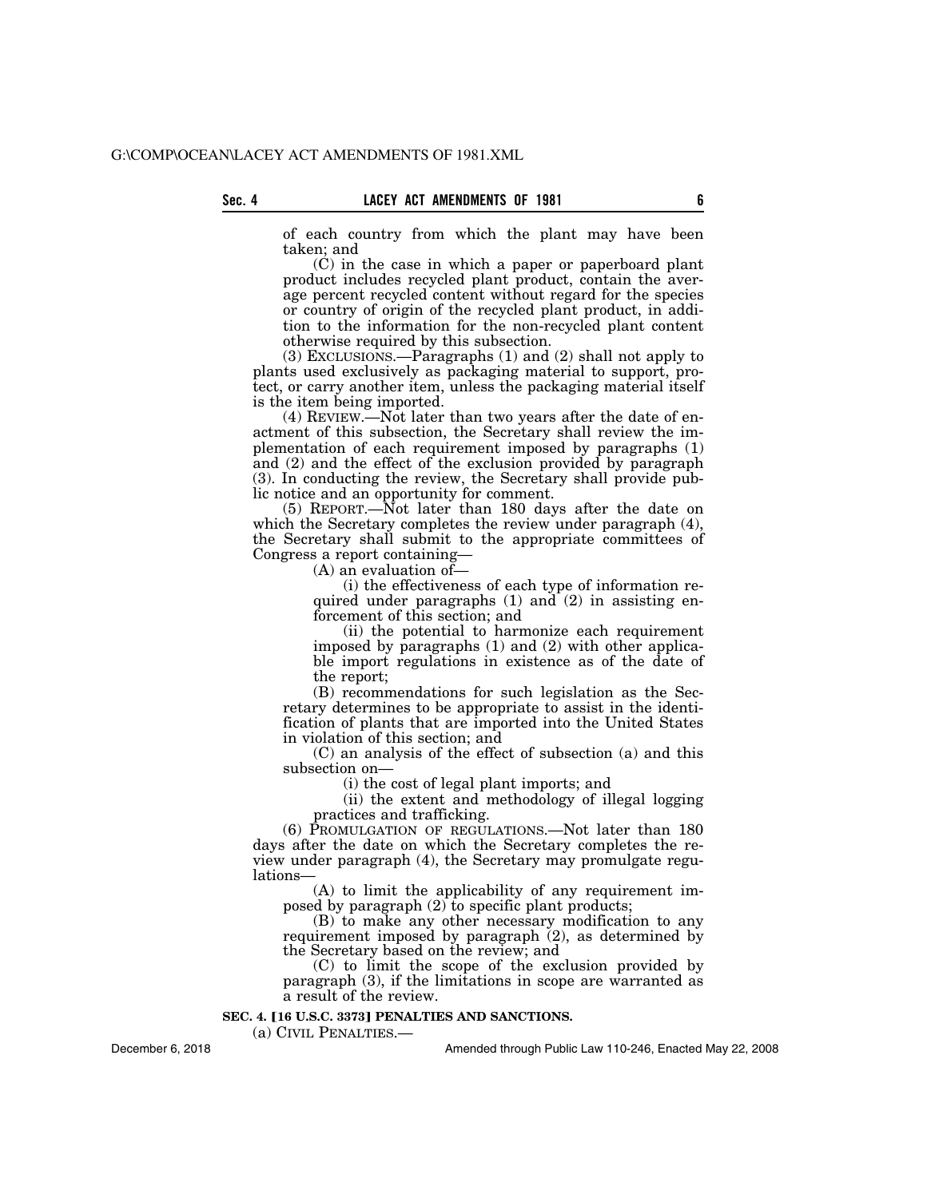of each country from which the plant may have been taken; and

(C) in the case in which a paper or paperboard plant product includes recycled plant product, contain the average percent recycled content without regard for the species or country of origin of the recycled plant product, in addition to the information for the non-recycled plant content otherwise required by this subsection.

(3) EXCLUSIONS.—Paragraphs (1) and (2) shall not apply to plants used exclusively as packaging material to support, protect, or carry another item, unless the packaging material itself is the item being imported.

(4) REVIEW.—Not later than two years after the date of enactment of this subsection, the Secretary shall review the implementation of each requirement imposed by paragraphs (1) and (2) and the effect of the exclusion provided by paragraph (3). In conducting the review, the Secretary shall provide public notice and an opportunity for comment.

(5) REPORT.—Not later than 180 days after the date on which the Secretary completes the review under paragraph (4), the Secretary shall submit to the appropriate committees of Congress a report containing—

(A) an evaluation of—

(i) the effectiveness of each type of information required under paragraphs (1) and (2) in assisting enforcement of this section; and

(ii) the potential to harmonize each requirement imposed by paragraphs (1) and (2) with other applicable import regulations in existence as of the date of the report;

(B) recommendations for such legislation as the Secretary determines to be appropriate to assist in the identification of plants that are imported into the United States in violation of this section; and

(C) an analysis of the effect of subsection (a) and this subsection on—

(i) the cost of legal plant imports; and

(ii) the extent and methodology of illegal logging practices and trafficking.

(6) PROMULGATION OF REGULATIONS.—Not later than 180 days after the date on which the Secretary completes the review under paragraph (4), the Secretary may promulgate regulations—

(A) to limit the applicability of any requirement imposed by paragraph (2) to specific plant products;

(B) to make any other necessary modification to any requirement imposed by paragraph (2), as determined by the Secretary based on the review; and

(C) to limit the scope of the exclusion provided by paragraph (3), if the limitations in scope are warranted as a result of the review.

**SEC. 4. [16 U.S.C. 3373] PENALTIES AND SANCTIONS.**

(a) CIVIL PENALTIES.—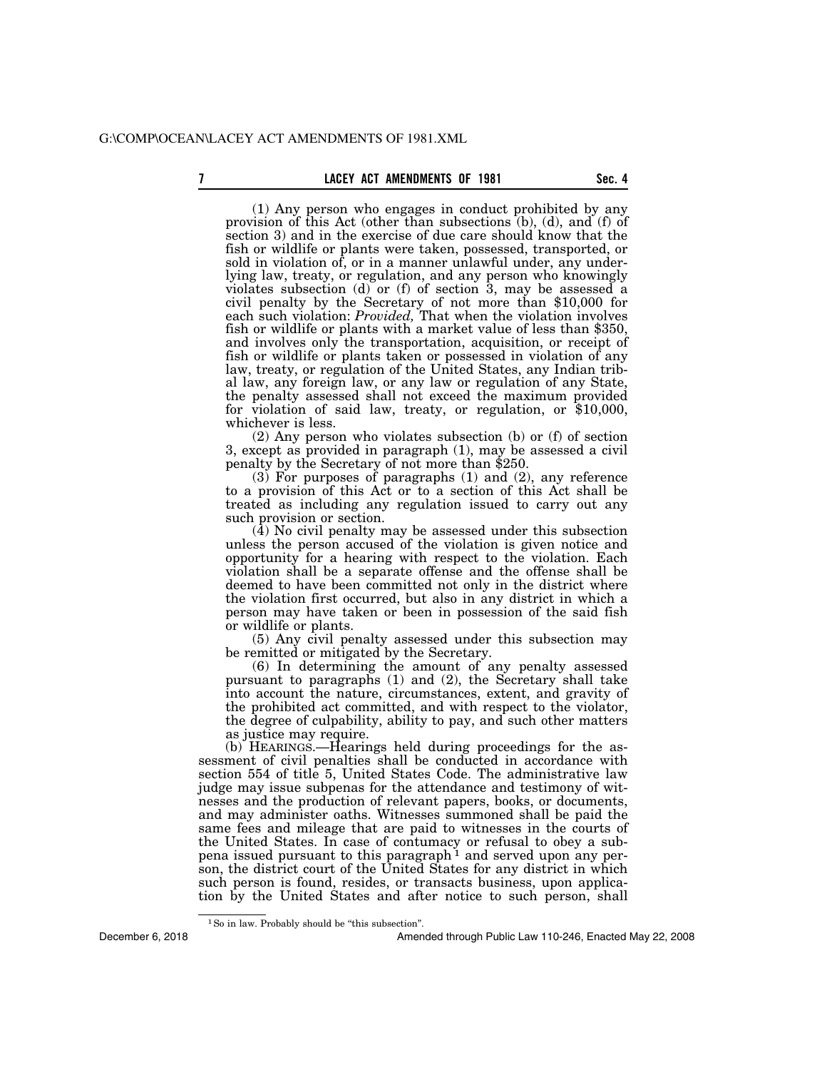(1) Any person who engages in conduct prohibited by any provision of this Act (other than subsections (b), (d), and (f) of section 3) and in the exercise of due care should know that the fish or wildlife or plants were taken, possessed, transported, or sold in violation of, or in a manner unlawful under, any underlying law, treaty, or regulation, and any person who knowingly violates subsection (d) or (f) of section 3, may be assessed a civil penalty by the Secretary of not more than $10,000 for each such violation: *Provided,* That when the violation involves fish or wildlife or plants with a market value of less than $350, and involves only the transportation, acquisition, or receipt of fish or wildlife or plants taken or possessed in violation of any law, treaty, or regulation of the United States, any Indian tribal law, any foreign law, or any law or regulation of any State, the penalty assessed shall not exceed the maximum provided for violation of said law, treaty, or regulation, or $10,000, whichever is less.

(2) Any person who violates subsection (b) or (f) of section 3, except as provided in paragraph (1), may be assessed a civil penalty by the Secretary of not more than $250.

(3) For purposes of paragraphs (1) and (2), any reference to a provision of this Act or to a section of this Act shall be treated as including any regulation issued to carry out any such provision or section.

(4) No civil penalty may be assessed under this subsection unless the person accused of the violation is given notice and opportunity for a hearing with respect to the violation. Each violation shall be a separate offense and the offense shall be deemed to have been committed not only in the district where the violation first occurred, but also in any district in which a person may have taken or been in possession of the said fish or wildlife or plants.

(5) Any civil penalty assessed under this subsection may be remitted or mitigated by the Secretary.

(6) In determining the amount of any penalty assessed pursuant to paragraphs (1) and (2), the Secretary shall take into account the nature, circumstances, extent, and gravity of the prohibited act committed, and with respect to the violator, the degree of culpability, ability to pay, and such other matters as justice may require.

(b) HEARINGS.—Hearings held during proceedings for the assessment of civil penalties shall be conducted in accordance with section 554 of title 5, United States Code. The administrative law judge may issue subpenas for the attendance and testimony of witnesses and the production of relevant papers, books, or documents, and may administer oaths. Witnesses summoned shall be paid the same fees and mileage that are paid to witnesses in the courts of the United States. In case of contumacy or refusal to obey a subpena issued pursuant to this paragraph[1] and served upon any person, the district court of the United States for any district in which such person is found, resides, or transacts business, upon application by the United States and after notice to such person, shall

[1] So in law. Probably should be "this subsection".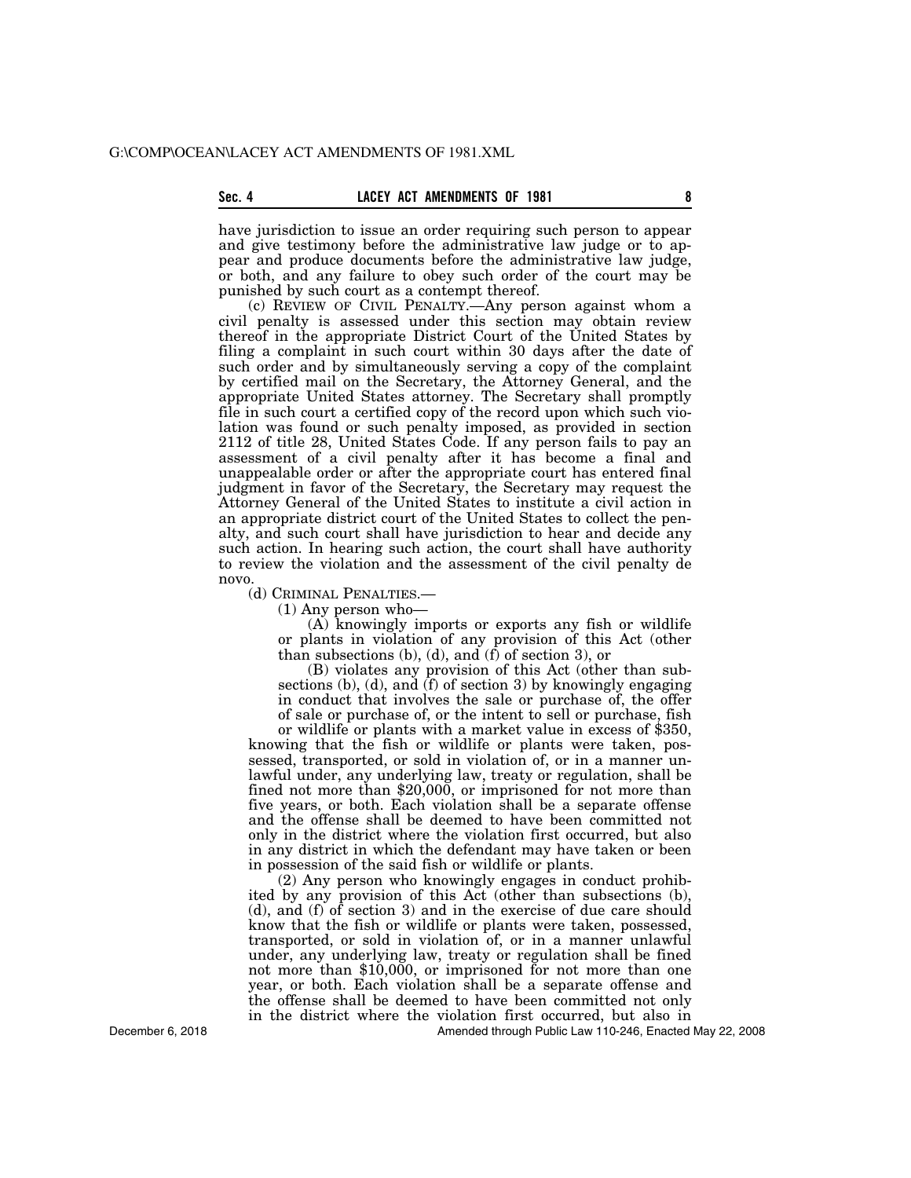have jurisdiction to issue an order requiring such person to appear and give testimony before the administrative law judge or to appear and produce documents before the administrative law judge, or both, and any failure to obey such order of the court may be punished by such court as a contempt thereof.

(c) REVIEW OF CIVIL PENALTY.—Any person against whom a civil penalty is assessed under this section may obtain review thereof in the appropriate District Court of the United States by filing a complaint in such court within 30 days after the date of such order and by simultaneously serving a copy of the complaint by certified mail on the Secretary, the Attorney General, and the appropriate United States attorney. The Secretary shall promptly file in such court a certified copy of the record upon which such violation was found or such penalty imposed, as provided in section 2112 of title 28, United States Code. If any person fails to pay an assessment of a civil penalty after it has become a final and unappealable order or after the appropriate court has entered final judgment in favor of the Secretary, the Secretary may request the Attorney General of the United States to institute a civil action in an appropriate district court of the United States to collect the penalty, and such court shall have jurisdiction to hear and decide any such action. In hearing such action, the court shall have authority to review the violation and the assessment of the civil penalty de novo.

(d) CRIMINAL PENALTIES.—

(1) Any person who—

(A) knowingly imports or exports any fish or wildlife or plants in violation of any provision of this Act (other than subsections (b), (d), and (f) of section 3), or

(B) violates any provision of this Act (other than subsections (b), (d), and (f) of section 3) by knowingly engaging in conduct that involves the sale or purchase of, the offer of sale or purchase of, or the intent to sell or purchase, fish or wildlife or plants with a market value in excess of $350,

knowing that the fish or wildlife or plants were taken, possessed, transported, or sold in violation of, or in a manner unlawful under, any underlying law, treaty or regulation, shall be fined not more than $20,000, or imprisoned for not more than five years, or both. Each violation shall be a separate offense and the offense shall be deemed to have been committed not only in the district where the violation first occurred, but also in any district in which the defendant may have taken or been in possession of the said fish or wildlife or plants.

(2) Any person who knowingly engages in conduct prohibited by any provision of this Act (other than subsections (b), (d), and (f) of section 3) and in the exercise of due care should know that the fish or wildlife or plants were taken, possessed, transported, or sold in violation of, or in a manner unlawful under, any underlying law, treaty or regulation shall be fined not more than $10,000, or imprisoned for not more than one year, or both. Each violation shall be a separate offense and the offense shall be deemed to have been committed not only in the district where the violation first occurred, but also in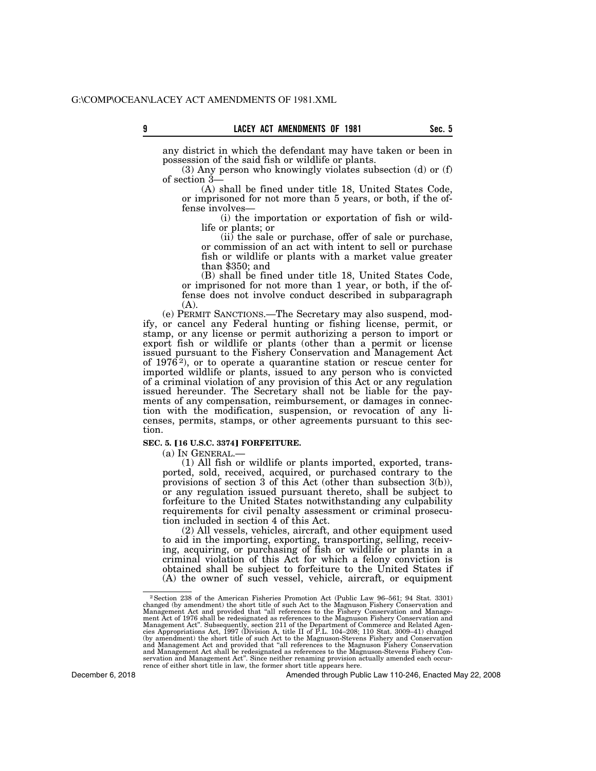any district in which the defendant may have taken or been in possession of the said fish or wildlife or plants.

(3) Any person who knowingly violates subsection (d) or (f) of section 3—

(A) shall be fined under title 18, United States Code, or imprisoned for not more than 5 years, or both, if the offense involves—

(i) the importation or exportation of fish or wildlife or plants; or

(ii) the sale or purchase, offer of sale or purchase, or commission of an act with intent to sell or purchase fish or wildlife or plants with a market value greater than $350; and

(B) shall be fined under title 18, United States Code, or imprisoned for not more than 1 year, or both, if the offense does not involve conduct described in subparagraph (A).

(e) PERMIT SANCTIONS.—The Secretary may also suspend, modify, or cancel any Federal hunting or fishing license, permit, or stamp, or any license or permit authorizing a person to import or export fish or wildlife or plants (other than a permit or license issued pursuant to the Fishery Conservation and Management Act of 1976 [2]), or to operate a quarantine station or rescue center for imported wildlife or plants, issued to any person who is convicted of a criminal violation of any provision of this Act or any regulation issued hereunder. The Secretary shall not be liable for the payments of any compensation, reimbursement, or damages in connection with the modification, suspension, or revocation of any licenses, permits, stamps, or other agreements pursuant to this section.

**SEC. 5. [16 U.S.C. 3374] FORFEITURE.**

(a) IN GENERAL.—

(1) All fish or wildlife or plants imported, exported, transported, sold, received, acquired, or purchased contrary to the provisions of section 3 of this Act (other than subsection 3(b)), or any regulation issued pursuant thereto, shall be subject to forfeiture to the United States notwithstanding any culpability requirements for civil penalty assessment or criminal prosecution included in section 4 of this Act.

(2) All vessels, vehicles, aircraft, and other equipment used to aid in the importing, exporting, transporting, selling, receiving, acquiring, or purchasing of fish or wildlife or plants in a criminal violation of this Act for which a felony conviction is obtained shall be subject to forfeiture to the United States if (A) the owner of such vessel, vehicle, aircraft, or equipment

---

[2] Section 238 of the American Fisheries Promotion Act (Public Law 96–561; 94 Stat. 3301) changed (by amendment) the short title of such Act to the Magnuson Fishery Conservation and Management Act and provided that "all references to the Fishery Conservation and Management Act of 1976 shall be redesignated as references to the Magnuson Fishery Conservation and Management Act". Subsequently, section 211 of the Department of Commerce and Related Agencies Appropriations Act, 1997 (Division A, title II of P.L. 104–208; 110 Stat. 3009–41) changed (by amendment) the short title of such Act to the Magnuson-Stevens Fishery and Conservation and Management Act and provided that "all references to the Magnuson Fishery Conservation and Management Act shall be redesignated as references to the Magnuson-Stevens Fishery Conservation and Management Act". Since neither renaming provision actually amended each occurrence of either short title in law, the former short title appears here.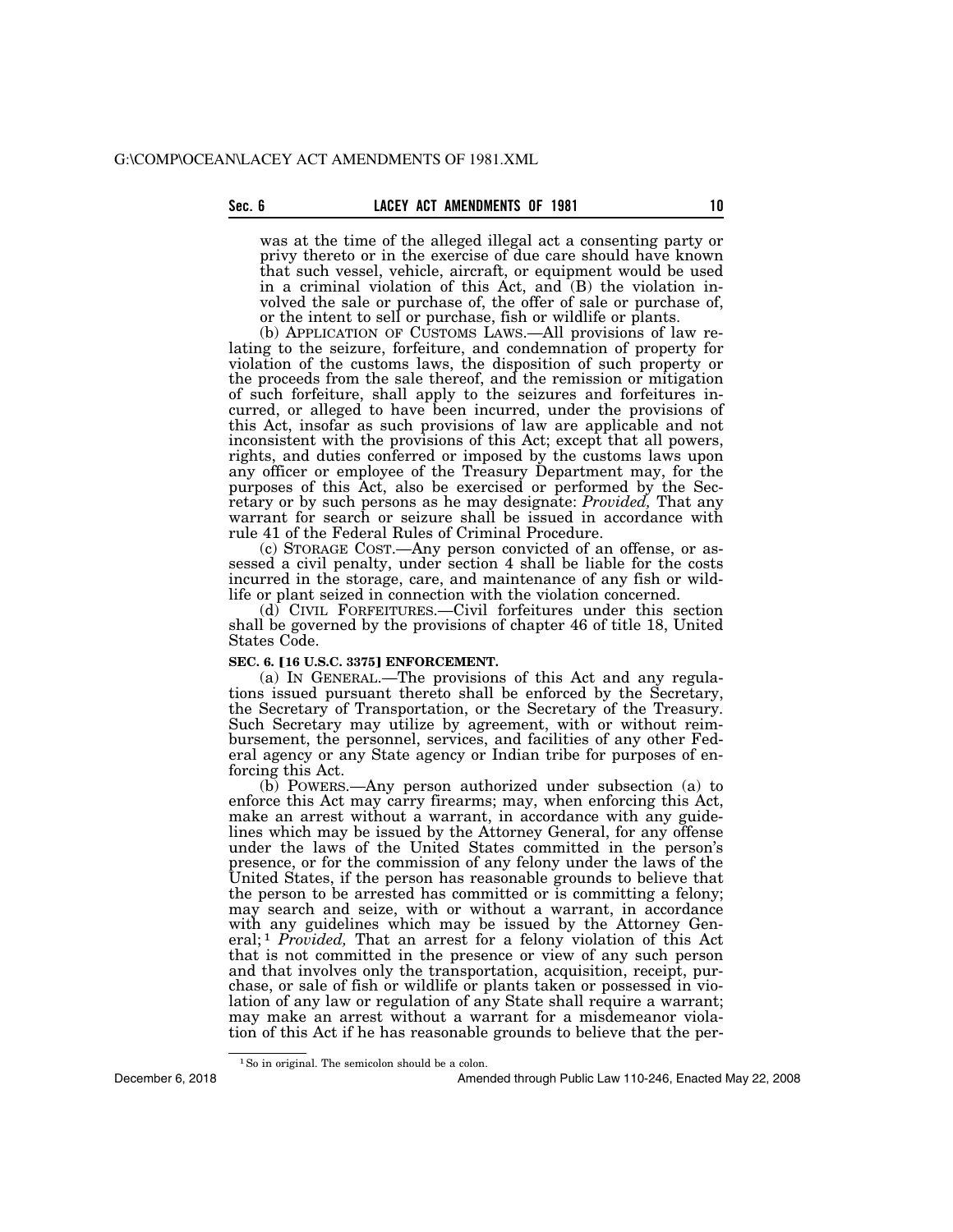was at the time of the alleged illegal act a consenting party or privy thereto or in the exercise of due care should have known that such vessel, vehicle, aircraft, or equipment would be used in a criminal violation of this Act, and (B) the violation involved the sale or purchase of, the offer of sale or purchase of, or the intent to sell or purchase, fish or wildlife or plants.

(b) APPLICATION OF CUSTOMS LAWS.—All provisions of law relating to the seizure, forfeiture, and condemnation of property for violation of the customs laws, the disposition of such property or the proceeds from the sale thereof, and the remission or mitigation of such forfeiture, shall apply to the seizures and forfeitures incurred, or alleged to have been incurred, under the provisions of this Act, insofar as such provisions of law are applicable and not inconsistent with the provisions of this Act; except that all powers, rights, and duties conferred or imposed by the customs laws upon any officer or employee of the Treasury Department may, for the purposes of this Act, also be exercised or performed by the Secretary or by such persons as he may designate: *Provided*, That any warrant for search or seizure shall be issued in accordance with rule 41 of the Federal Rules of Criminal Procedure.

(c) STORAGE COST.—Any person convicted of an offense, or assessed a civil penalty, under section 4 shall be liable for the costs incurred in the storage, care, and maintenance of any fish or wildlife or plant seized in connection with the violation concerned.

(d) CIVIL FORFEITURES.—Civil forfeitures under this section shall be governed by the provisions of chapter 46 of title 18, United States Code.

**SEC. 6. [16 U.S.C. 3375] ENFORCEMENT.**

(a) IN GENERAL.—The provisions of this Act and any regulations issued pursuant thereto shall be enforced by the Secretary, the Secretary of Transportation, or the Secretary of the Treasury. Such Secretary may utilize by agreement, with or without reimbursement, the personnel, services, and facilities of any other Federal agency or any State agency or Indian tribe for purposes of enforcing this Act.

(b) POWERS.—Any person authorized under subsection (a) to enforce this Act may carry firearms; may, when enforcing this Act, make an arrest without a warrant, in accordance with any guidelines which may be issued by the Attorney General, for any offense under the laws of the United States committed in the person's presence, or for the commission of any felony under the laws of the United States, if the person has reasonable grounds to believe that the person to be arrested has committed or is committing a felony; may search and seize, with or without a warrant, in accordance with any guidelines which may be issued by the Attorney General;[1] *Provided,* That an arrest for a felony violation of this Act that is not committed in the presence or view of any such person and that involves only the transportation, acquisition, receipt, purchase, or sale of fish or wildlife or plants taken or possessed in violation of any law or regulation of any State shall require a warrant; may make an arrest without a warrant for a misdemeanor violation of this Act if he has reasonable grounds to believe that the per-

[1] So in original. The semicolon should be a colon.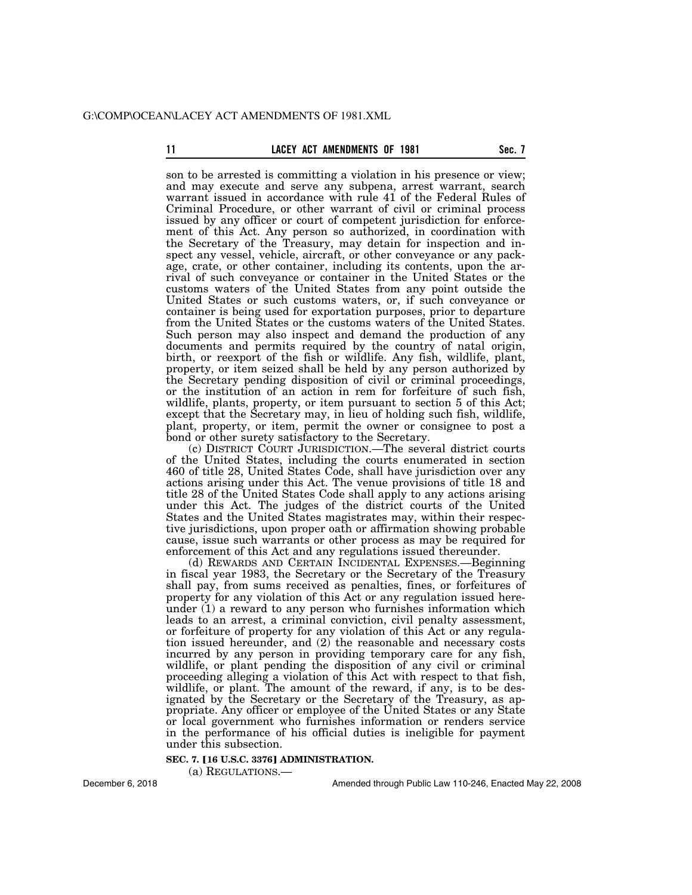son to be arrested is committing a violation in his presence or view; and may execute and serve any subpena, arrest warrant, search warrant issued in accordance with rule 41 of the Federal Rules of Criminal Procedure, or other warrant of civil or criminal process issued by any officer or court of competent jurisdiction for enforcement of this Act. Any person so authorized, in coordination with the Secretary of the Treasury, may detain for inspection and inspect any vessel, vehicle, aircraft, or other conveyance or any package, crate, or other container, including its contents, upon the arrival of such conveyance or container in the United States or the customs waters of the United States from any point outside the United States or such customs waters, or, if such conveyance or container is being used for exportation purposes, prior to departure from the United States or the customs waters of the United States. Such person may also inspect and demand the production of any documents and permits required by the country of natal origin, birth, or reexport of the fish or wildlife. Any fish, wildlife, plant, property, or item seized shall be held by any person authorized by the Secretary pending disposition of civil or criminal proceedings, or the institution of an action in rem for forfeiture of such fish, wildlife, plants, property, or item pursuant to section 5 of this Act; except that the Secretary may, in lieu of holding such fish, wildlife, plant, property, or item, permit the owner or consignee to post a bond or other surety satisfactory to the Secretary.

(c) DISTRICT COURT JURISDICTION.—The several district courts of the United States, including the courts enumerated in section 460 of title 28, United States Code, shall have jurisdiction over any actions arising under this Act. The venue provisions of title 18 and title 28 of the United States Code shall apply to any actions arising under this Act. The judges of the district courts of the United States and the United States magistrates may, within their respective jurisdictions, upon proper oath or affirmation showing probable cause, issue such warrants or other process as may be required for enforcement of this Act and any regulations issued thereunder.

(d) REWARDS AND CERTAIN INCIDENTAL EXPENSES.—Beginning in fiscal year 1983, the Secretary or the Secretary of the Treasury shall pay, from sums received as penalties, fines, or forfeitures of property for any violation of this Act or any regulation issued hereunder (1) a reward to any person who furnishes information which leads to an arrest, a criminal conviction, civil penalty assessment, or forfeiture of property for any violation of this Act or any regulation issued hereunder, and (2) the reasonable and necessary costs incurred by any person in providing temporary care for any fish, wildlife, or plant pending the disposition of any civil or criminal proceeding alleging a violation of this Act with respect to that fish, wildlife, or plant. The amount of the reward, if any, is to be designated by the Secretary or the Secretary of the Treasury, as appropriate. Any officer or employee of the United States or any State or local government who furnishes information or renders service in the performance of his official duties is ineligible for payment under this subsection.

**SEC. 7. [16 U.S.C. 3376] ADMINISTRATION.**

(a) REGULATIONS.—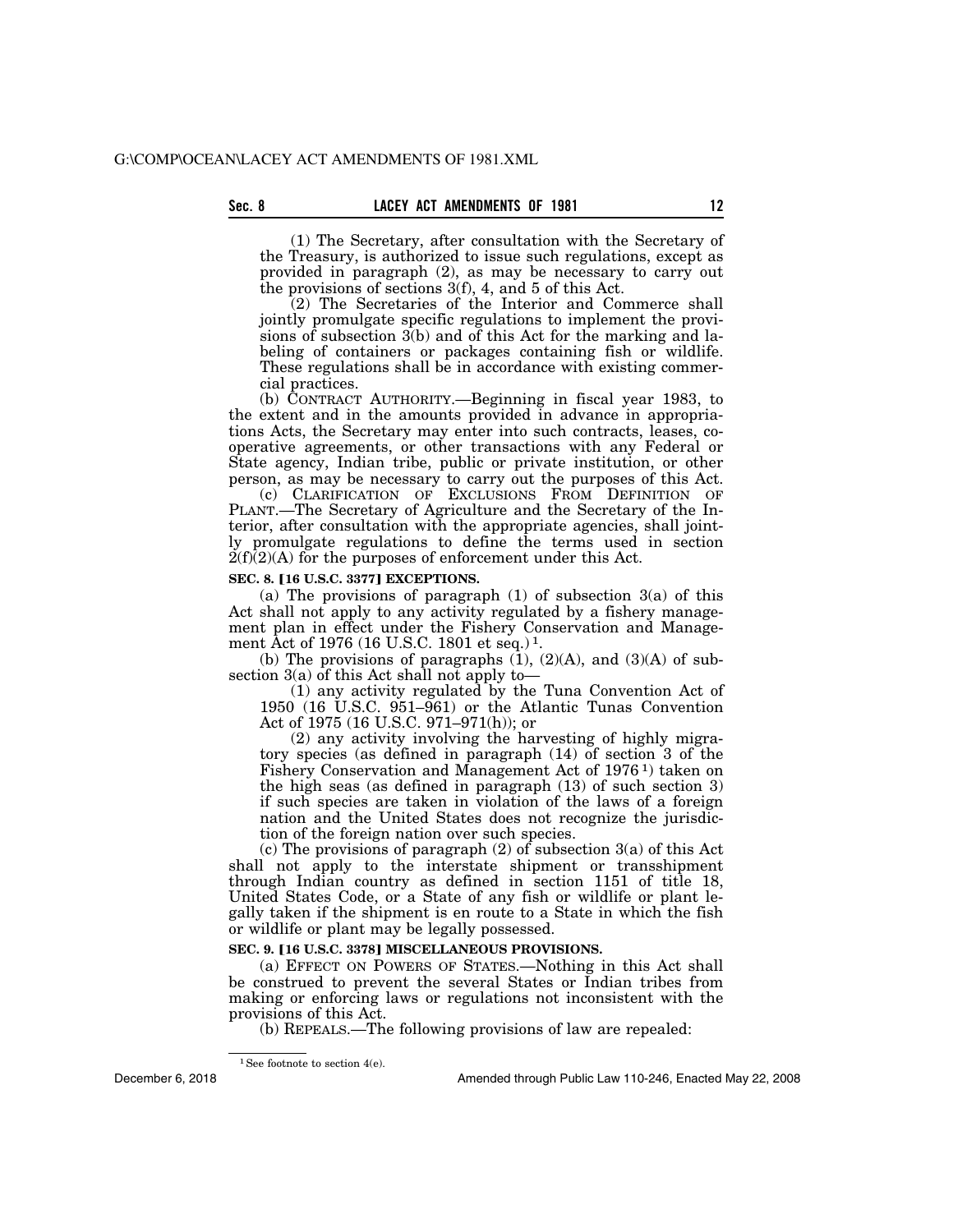(1) The Secretary, after consultation with the Secretary of the Treasury, is authorized to issue such regulations, except as provided in paragraph (2), as may be necessary to carry out the provisions of sections 3(f), 4, and 5 of this Act.

(2) The Secretaries of the Interior and Commerce shall jointly promulgate specific regulations to implement the provisions of subsection 3(b) and of this Act for the marking and labeling of containers or packages containing fish or wildlife. These regulations shall be in accordance with existing commercial practices.

(b) CONTRACT AUTHORITY.—Beginning in fiscal year 1983, to the extent and in the amounts provided in advance in appropriations Acts, the Secretary may enter into such contracts, leases, cooperative agreements, or other transactions with any Federal or State agency, Indian tribe, public or private institution, or other person, as may be necessary to carry out the purposes of this Act.

(c) CLARIFICATION OF EXCLUSIONS FROM DEFINITION OF PLANT.—The Secretary of Agriculture and the Secretary of the Interior, after consultation with the appropriate agencies, shall jointly promulgate regulations to define the terms used in section 2(f)(2)(A) for the purposes of enforcement under this Act.

**SEC. 8. [16 U.S.C. 3377] EXCEPTIONS.**

(a) The provisions of paragraph (1) of subsection 3(a) of this Act shall not apply to any activity regulated by a fishery management plan in effect under the Fishery Conservation and Management Act of 1976 (16 U.S.C. 1801 et seq.)[1].

(b) The provisions of paragraphs (1), (2)(A), and (3)(A) of subsection 3(a) of this Act shall not apply to—

(1) any activity regulated by the Tuna Convention Act of 1950 (16 U.S.C. 951–961) or the Atlantic Tunas Convention Act of 1975 (16 U.S.C. 971–971(h)); or

(2) any activity involving the harvesting of highly migratory species (as defined in paragraph (14) of section 3 of the Fishery Conservation and Management Act of 1976[1]) taken on the high seas (as defined in paragraph (13) of such section 3) if such species are taken in violation of the laws of a foreign nation and the United States does not recognize the jurisdiction of the foreign nation over such species.

(c) The provisions of paragraph (2) of subsection 3(a) of this Act shall not apply to the interstate shipment or transshipment through Indian country as defined in section 1151 of title 18, United States Code, or a State of any fish or wildlife or plant legally taken if the shipment is en route to a State in which the fish or wildlife or plant may be legally possessed.

**SEC. 9. [16 U.S.C. 3378] MISCELLANEOUS PROVISIONS.**

(a) EFFECT ON POWERS OF STATES.—Nothing in this Act shall be construed to prevent the several States or Indian tribes from making or enforcing laws or regulations not inconsistent with the provisions of this Act.

(b) REPEALS.—The following provisions of law are repealed:

[1] See footnote to section 4(e).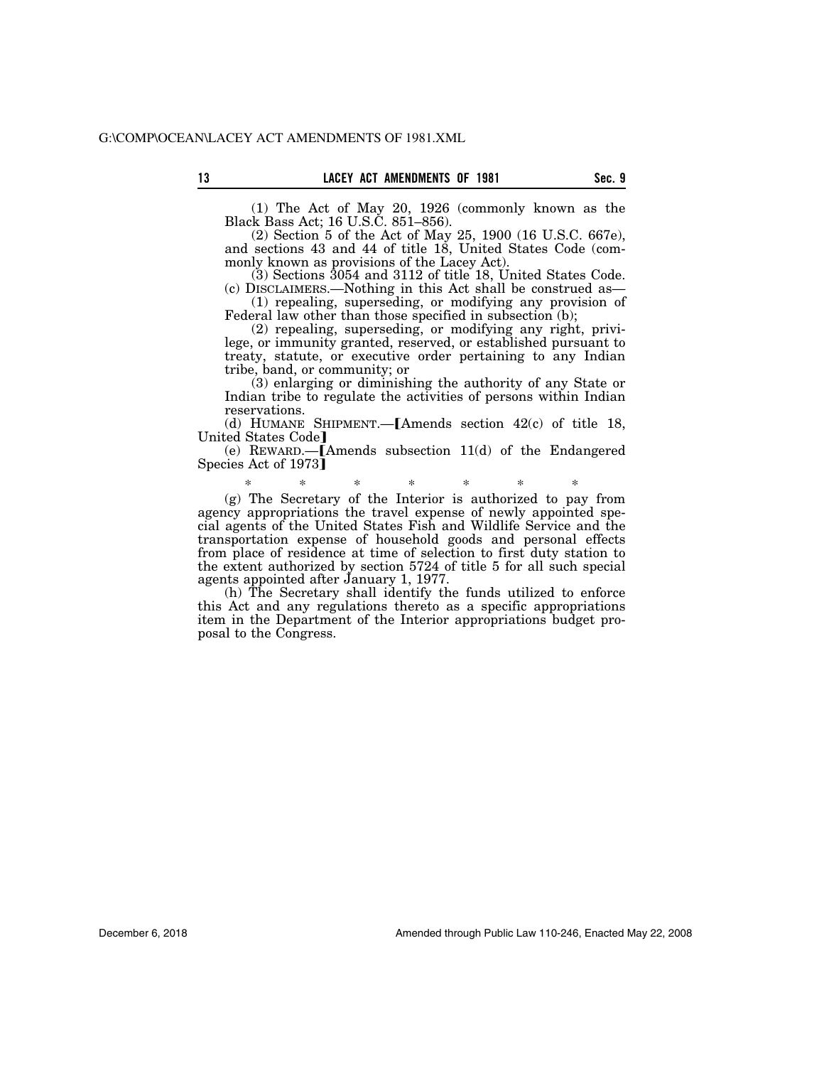(1) The Act of May 20, 1926 (commonly known as the Black Bass Act; 16 U.S.C. 851–856).

(2) Section 5 of the Act of May 25, 1900 (16 U.S.C. 667e), and sections 43 and 44 of title 18, United States Code (commonly known as provisions of the Lacey Act).

(3) Sections 3054 and 3112 of title 18, United States Code.

(c) DISCLAIMERS.—Nothing in this Act shall be construed as—

(1) repealing, superseding, or modifying any provision of Federal law other than those specified in subsection (b);

(2) repealing, superseding, or modifying any right, privilege, or immunity granted, reserved, or established pursuant to treaty, statute, or executive order pertaining to any Indian tribe, band, or community; or

(3) enlarging or diminishing the authority of any State or Indian tribe to regulate the activities of persons within Indian reservations.

(d) HUMANE SHIPMENT.—【Amends section 42(c) of title 18, United States Code】

(e) REWARD.—【Amends subsection 11(d) of the Endangered Species Act of 1973】

\* \* \* \* \* \* \*

(g) The Secretary of the Interior is authorized to pay from agency appropriations the travel expense of newly appointed special agents of the United States Fish and Wildlife Service and the transportation expense of household goods and personal effects from place of residence at time of selection to first duty station to the extent authorized by section 5724 of title 5 for all such special agents appointed after January 1, 1977.

(h) The Secretary shall identify the funds utilized to enforce this Act and any regulations thereto as a specific appropriations item in the Department of the Interior appropriations budget proposal to the Congress.